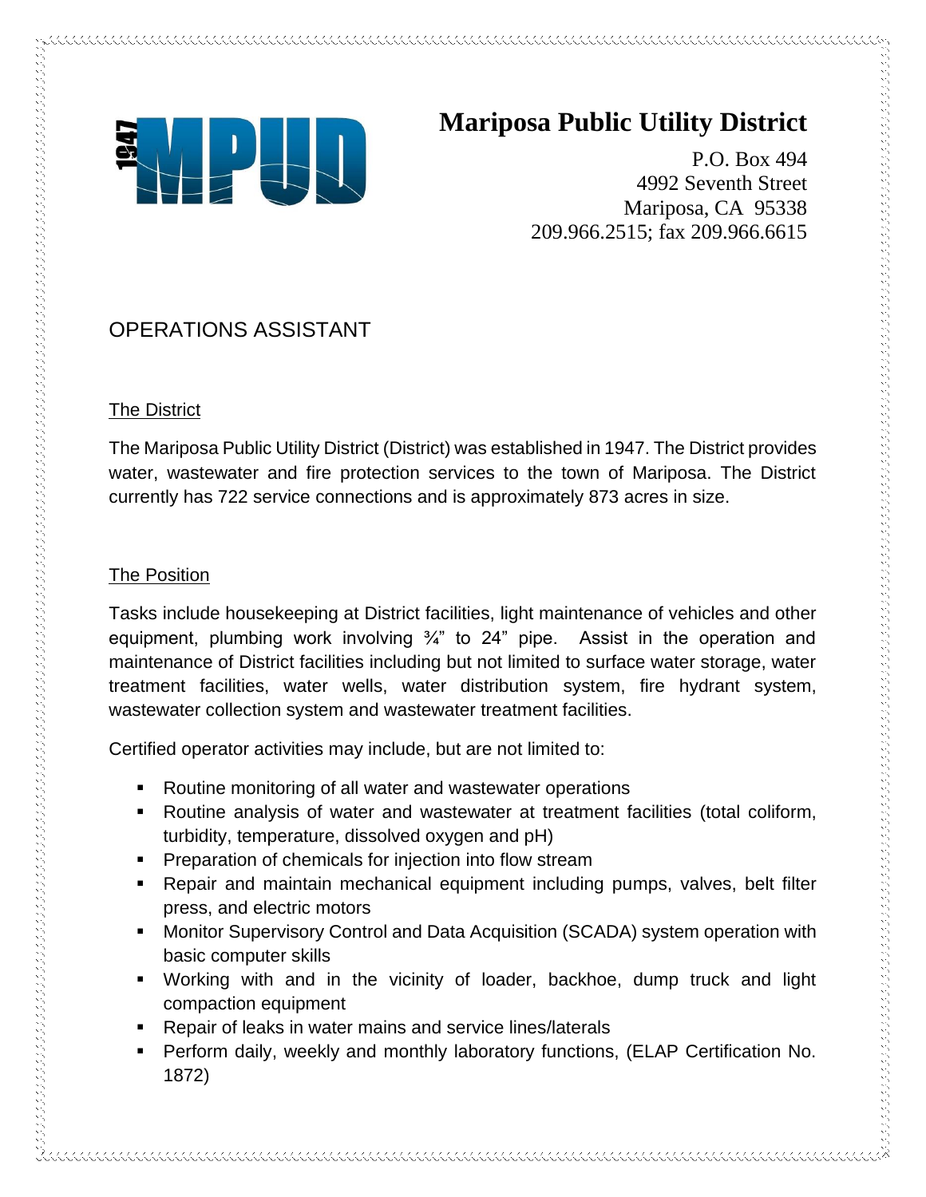# Mariposa Public Utility District

P.O. Box 494
4992 Seventh Street
Mariposa, CA 95338
209.966.2515; fax 209.966.6615

## OPERATIONS ASSISTANT

### The District

The Mariposa Public Utility District (District) was established in 1947. The District provides water, wastewater and fire protection services to the town of Mariposa. The District currently has 722 service connections and is approximately 873 acres in size.

### The Position

Tasks include housekeeping at District facilities, light maintenance of vehicles and other equipment, plumbing work involving ¾" to 24" pipe. Assist in the operation and maintenance of District facilities including but not limited to surface water storage, water treatment facilities, water wells, water distribution system, fire hydrant system, wastewater collection system and wastewater treatment facilities.

Certified operator activities may include, but are not limited to:

- Routine monitoring of all water and wastewater operations
- Routine analysis of water and wastewater at treatment facilities (total coliform, turbidity, temperature, dissolved oxygen and pH)
- Preparation of chemicals for injection into flow stream
- Repair and maintain mechanical equipment including pumps, valves, belt filter press, and electric motors
- Monitor Supervisory Control and Data Acquisition (SCADA) system operation with basic computer skills
- Working with and in the vicinity of loader, backhoe, dump truck and light compaction equipment
- Repair of leaks in water mains and service lines/laterals
- Perform daily, weekly and monthly laboratory functions, (ELAP Certification No. 1872)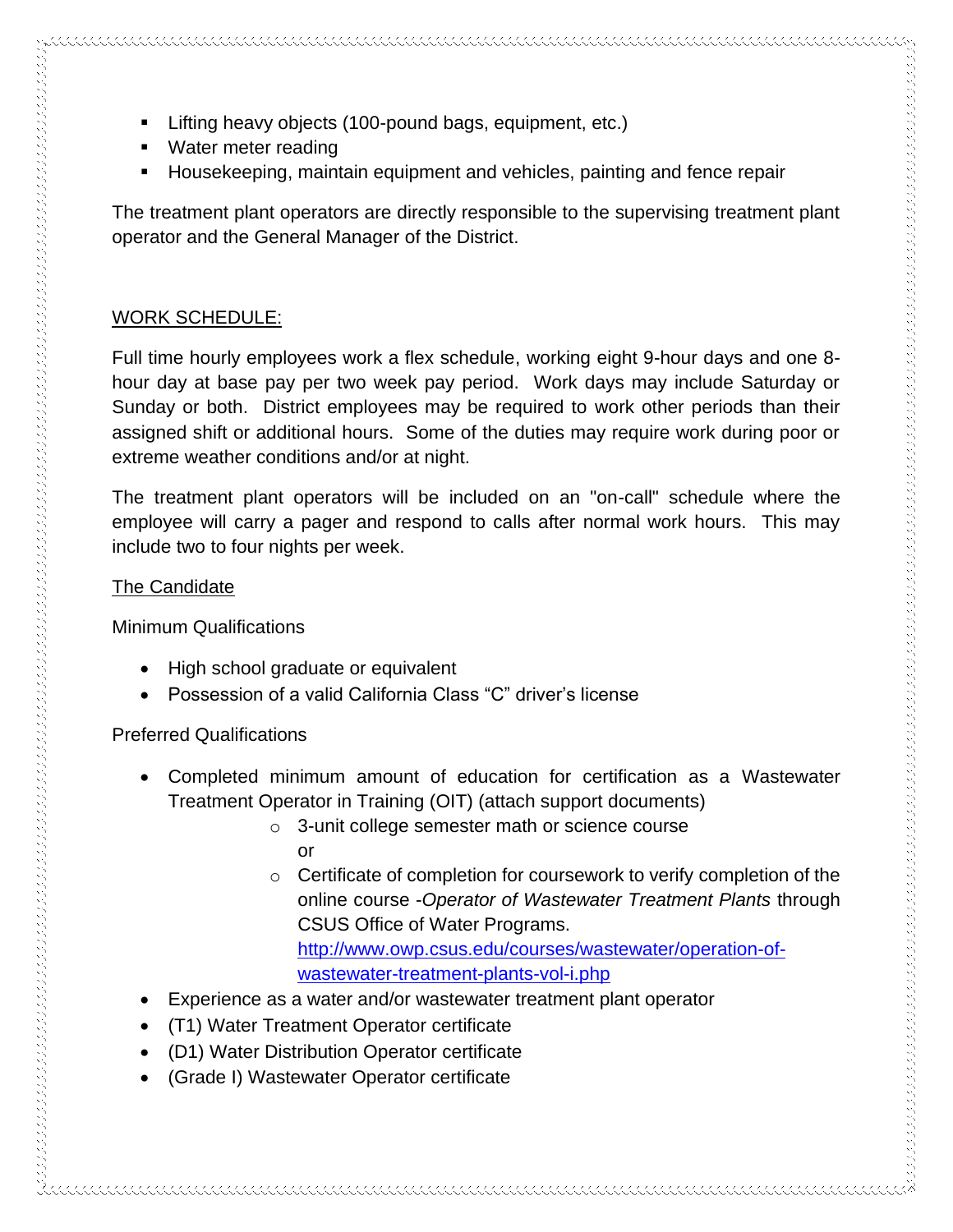- Lifting heavy objects (100-pound bags, equipment, etc.)
- Water meter reading
- Housekeeping, maintain equipment and vehicles, painting and fence repair

The treatment plant operators are directly responsible to the supervising treatment plant operator and the General Manager of the District.

## WORK SCHEDULE:

Full time hourly employees work a flex schedule, working eight 9-hour days and one 8-hour day at base pay per two week pay period. Work days may include Saturday or Sunday or both. District employees may be required to work other periods than their assigned shift or additional hours. Some of the duties may require work during poor or extreme weather conditions and/or at night.

The treatment plant operators will be included on an "on-call" schedule where the employee will carry a pager and respond to calls after normal work hours. This may include two to four nights per week.

## The Candidate

Minimum Qualifications

- High school graduate or equivalent
- Possession of a valid California Class “C” driver’s license

Preferred Qualifications

- Completed minimum amount of education for certification as a Wastewater Treatment Operator in Training (OIT) (attach support documents)
    - 3-unit college semester math or science course
    
      or
    - Certificate of completion for coursework to verify completion of the online course -*Operator of Wastewater Treatment Plants* through CSUS Office of Water Programs. [http://www.owp.csus.edu/courses/wastewater/operation-of-wastewater-treatment-plants-vol-i.php](http://www.owp.csus.edu/courses/wastewater/operation-of-wastewater-treatment-plants-vol-i.php)
- Experience as a water and/or wastewater treatment plant operator
- (T1) Water Treatment Operator certificate
- (D1) Water Distribution Operator certificate
- (Grade I) Wastewater Operator certificate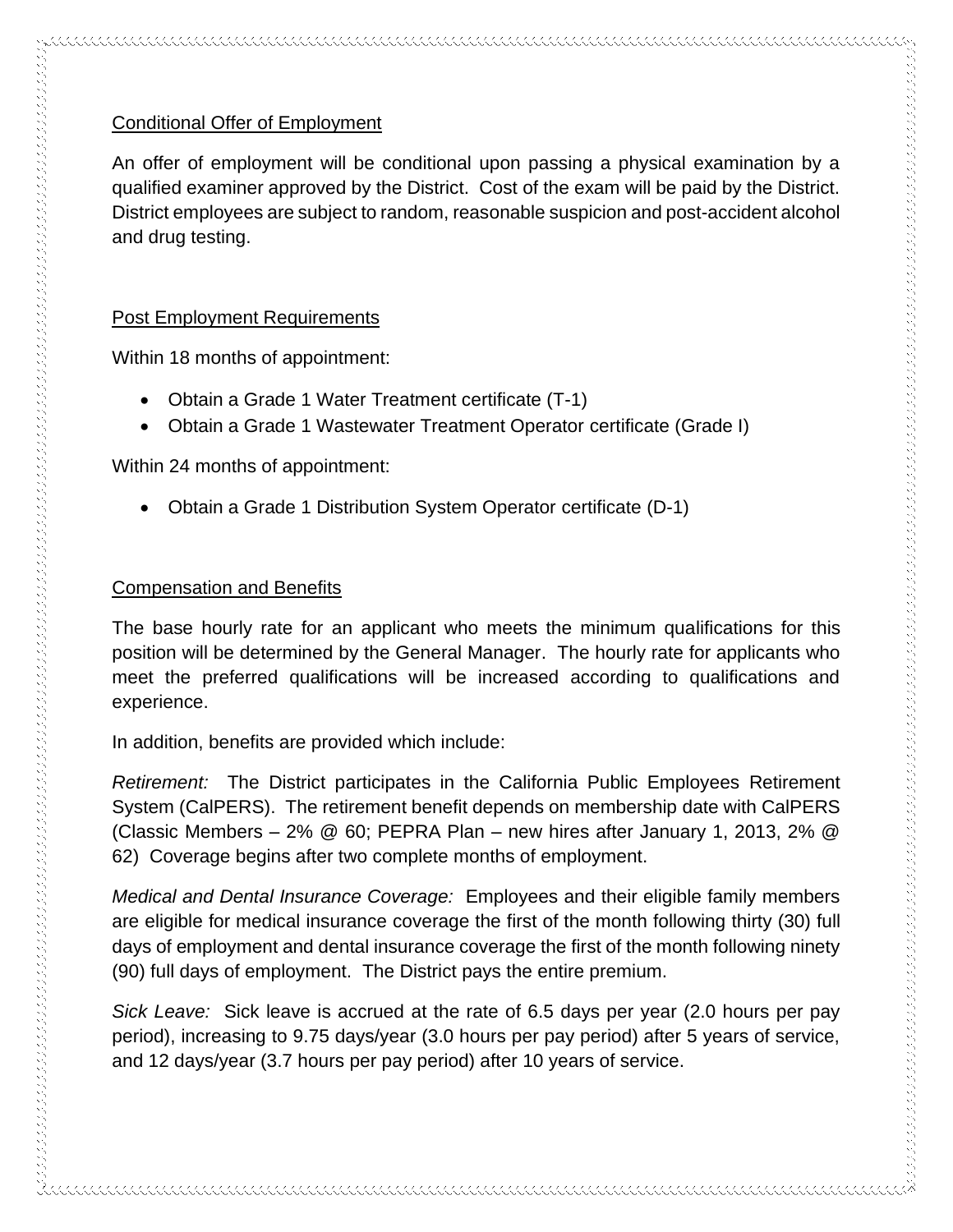## Conditional Offer of Employment

An offer of employment will be conditional upon passing a physical examination by a qualified examiner approved by the District. Cost of the exam will be paid by the District. District employees are subject to random, reasonable suspicion and post-accident alcohol and drug testing.

## Post Employment Requirements

Within 18 months of appointment:

- Obtain a Grade 1 Water Treatment certificate (T-1)
- Obtain a Grade 1 Wastewater Treatment Operator certificate (Grade I)

Within 24 months of appointment:

- Obtain a Grade 1 Distribution System Operator certificate (D-1)

## Compensation and Benefits

The base hourly rate for an applicant who meets the minimum qualifications for this position will be determined by the General Manager. The hourly rate for applicants who meet the preferred qualifications will be increased according to qualifications and experience.

In addition, benefits are provided which include:

*Retirement:* The District participates in the California Public Employees Retirement System (CalPERS). The retirement benefit depends on membership date with CalPERS (Classic Members – 2% @ 60; PEPRA Plan – new hires after January 1, 2013, 2% @ 62) Coverage begins after two complete months of employment.

*Medical and Dental Insurance Coverage:* Employees and their eligible family members are eligible for medical insurance coverage the first of the month following thirty (30) full days of employment and dental insurance coverage the first of the month following ninety (90) full days of employment. The District pays the entire premium.

*Sick Leave:* Sick leave is accrued at the rate of 6.5 days per year (2.0 hours per pay period), increasing to 9.75 days/year (3.0 hours per pay period) after 5 years of service, and 12 days/year (3.7 hours per pay period) after 10 years of service.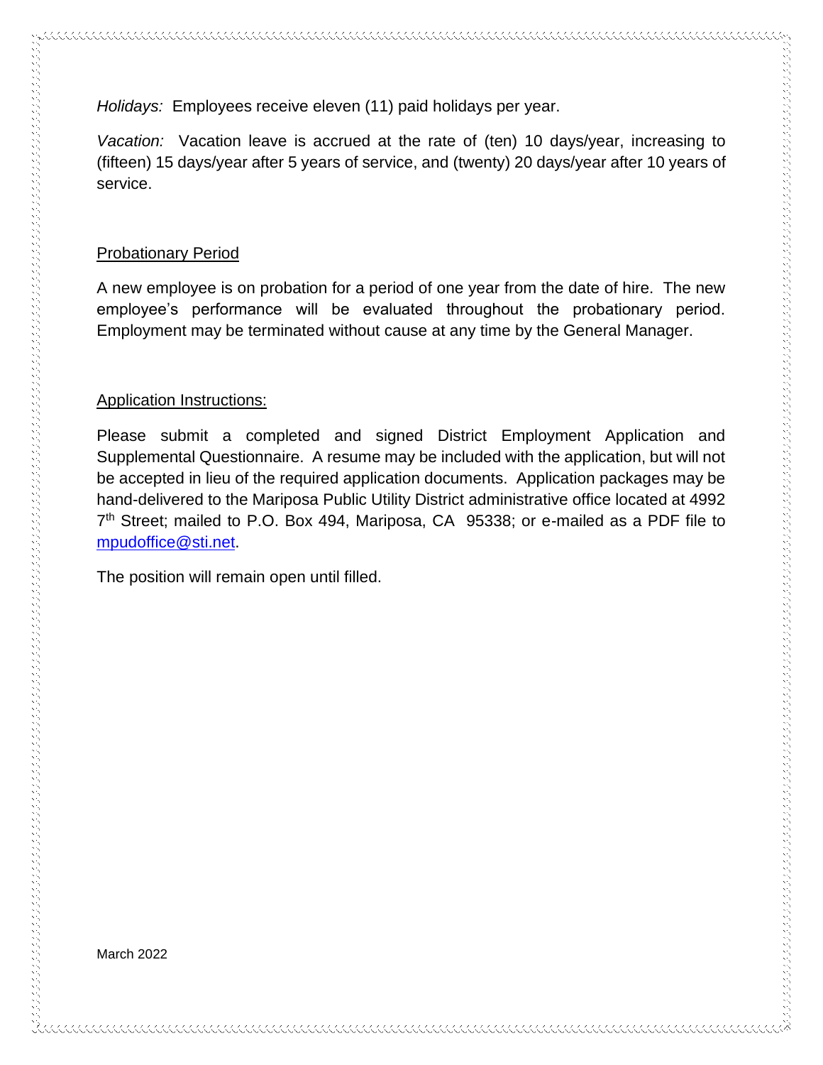*Holidays:* Employees receive eleven (11) paid holidays per year.

*Vacation:* Vacation leave is accrued at the rate of (ten) 10 days/year, increasing to (fifteen) 15 days/year after 5 years of service, and (twenty) 20 days/year after 10 years of service.

## Probationary Period

A new employee is on probation for a period of one year from the date of hire. The new employee's performance will be evaluated throughout the probationary period. Employment may be terminated without cause at any time by the General Manager.

## Application Instructions:

Please submit a completed and signed District Employment Application and Supplemental Questionnaire. A resume may be included with the application, but will not be accepted in lieu of the required application documents. Application packages may be hand-delivered to the Mariposa Public Utility District administrative office located at 4992 7th Street; mailed to P.O. Box 494, Mariposa, CA 95338; or e-mailed as a PDF file to mpudoffice@sti.net.

The position will remain open until filled.

March 2022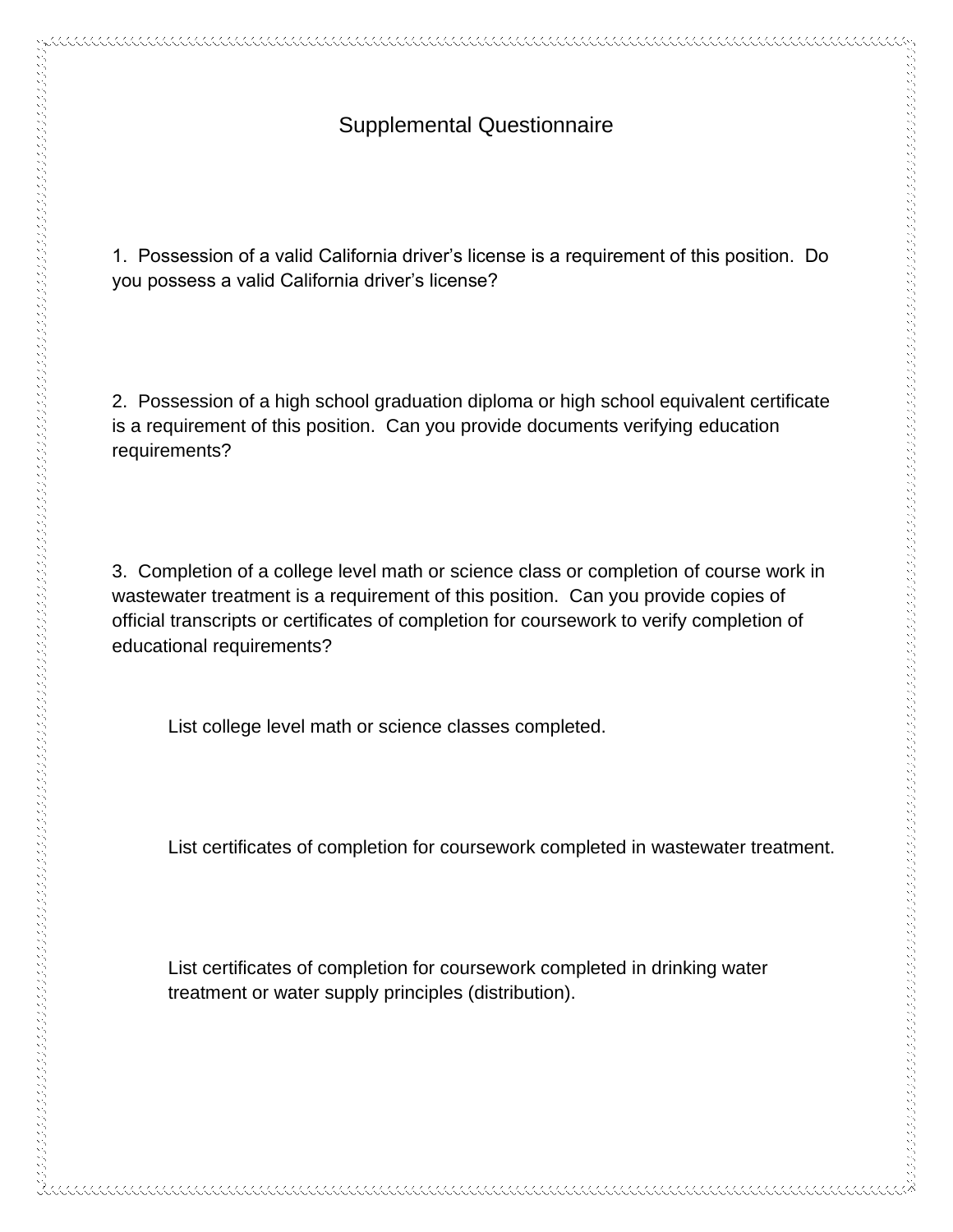# Supplemental Questionnaire

1. Possession of a valid California driver's license is a requirement of this position. Do you possess a valid California driver's license?

2. Possession of a high school graduation diploma or high school equivalent certificate is a requirement of this position. Can you provide documents verifying education requirements?

3. Completion of a college level math or science class or completion of course work in wastewater treatment is a requirement of this position. Can you provide copies of official transcripts or certificates of completion for coursework to verify completion of educational requirements?

   List college level math or science classes completed.

   List certificates of completion for coursework completed in wastewater treatment.

   List certificates of completion for coursework completed in drinking water treatment or water supply principles (distribution).